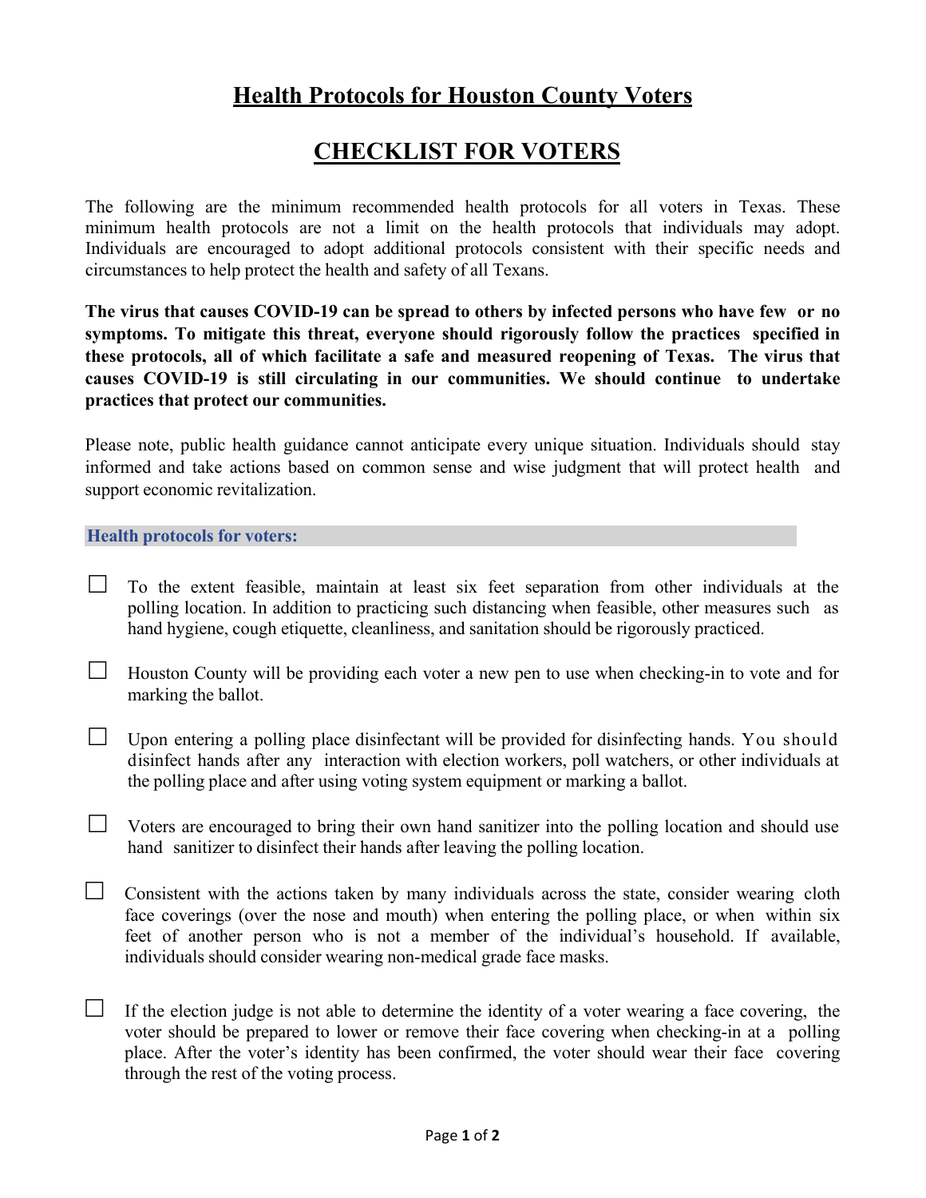# Health Protocols for Houston County Voters

# CHECKLIST FOR VOTERS

The following are the minimum recommended health protocols for all voters in Texas. These minimum health protocols are not a limit on the health protocols that individuals may adopt. Individuals are encouraged to adopt additional protocols consistent with their specific needs and circumstances to help protect the health and safety of all Texans.

**The virus that causes COVID-19 can be spread to others by infected persons who have few or no symptoms. To mitigate this threat, everyone should rigorously follow the practices specified in these protocols, all of which facilitate a safe and measured reopening of Texas. The virus that causes COVID-19 is still circulating in our communities. We should continue to undertake practices that protect our communities.**

Please note, public health guidance cannot anticipate every unique situation. Individuals should stay informed and take actions based on common sense and wise judgment that will protect health and support economic revitalization.

## Health protocols for voters:

- ☐ To the extent feasible, maintain at least six feet separation from other individuals at the polling location. In addition to practicing such distancing when feasible, other measures such as hand hygiene, cough etiquette, cleanliness, and sanitation should be rigorously practiced.

- ☐ Houston County will be providing each voter a new pen to use when checking-in to vote and for marking the ballot.

- ☐ Upon entering a polling place disinfectant will be provided for disinfecting hands. You should disinfect hands after any interaction with election workers, poll watchers, or other individuals at the polling place and after using voting system equipment or marking a ballot.

- ☐ Voters are encouraged to bring their own hand sanitizer into the polling location and should use hand sanitizer to disinfect their hands after leaving the polling location.

- ☐ Consistent with the actions taken by many individuals across the state, consider wearing cloth face coverings (over the nose and mouth) when entering the polling place, or when within six feet of another person who is not a member of the individual's household. If available, individuals should consider wearing non-medical grade face masks.

- ☐ If the election judge is not able to determine the identity of a voter wearing a face covering, the voter should be prepared to lower or remove their face covering when checking-in at a polling place. After the voter's identity has been confirmed, the voter should wear their face covering through the rest of the voting process.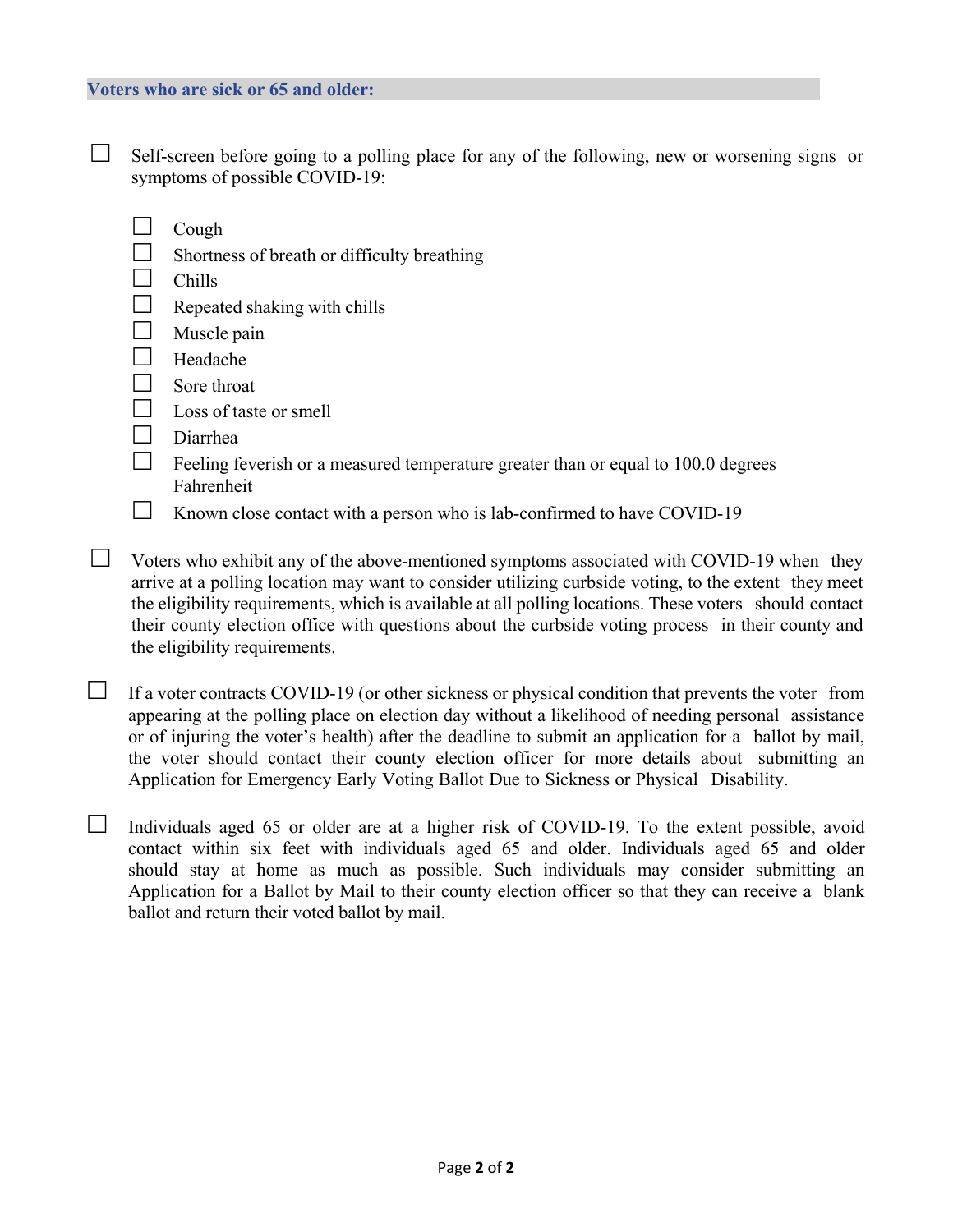## Voters who are sick or 65 and older:

- ☐ Self-screen before going to a polling place for any of the following, new or worsening signs or symptoms of possible COVID-19:
  - ☐ Cough
  - ☐ Shortness of breath or difficulty breathing
  - ☐ Chills
  - ☐ Repeated shaking with chills
  - ☐ Muscle pain
  - ☐ Headache
  - ☐ Sore throat
  - ☐ Loss of taste or smell
  - ☐ Diarrhea
  - ☐ Feeling feverish or a measured temperature greater than or equal to 100.0 degrees Fahrenheit
  - ☐ Known close contact with a person who is lab-confirmed to have COVID-19

- ☐ Voters who exhibit any of the above-mentioned symptoms associated with COVID-19 when they arrive at a polling location may want to consider utilizing curbside voting, to the extent they meet the eligibility requirements, which is available at all polling locations. These voters should contact their county election office with questions about the curbside voting process in their county and the eligibility requirements.

- ☐ If a voter contracts COVID-19 (or other sickness or physical condition that prevents the voter from appearing at the polling place on election day without a likelihood of needing personal assistance or of injuring the voter's health) after the deadline to submit an application for a ballot by mail, the voter should contact their county election officer for more details about submitting an Application for Emergency Early Voting Ballot Due to Sickness or Physical Disability.

- ☐ Individuals aged 65 or older are at a higher risk of COVID-19. To the extent possible, avoid contact within six feet with individuals aged 65 and older. Individuals aged 65 and older should stay at home as much as possible. Such individuals may consider submitting an Application for a Ballot by Mail to their county election officer so that they can receive a blank ballot and return their voted ballot by mail.